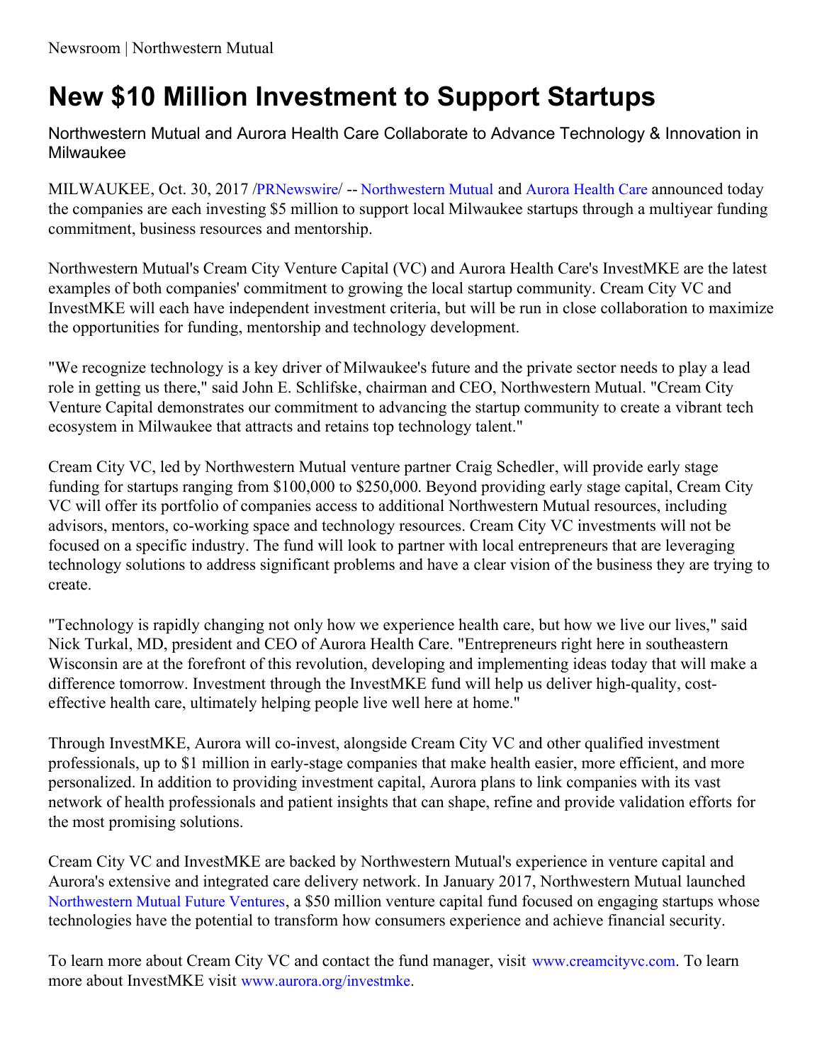Newsroom | Northwestern Mutual

# New $10 Million Investment to Support Startups

Northwestern Mutual and Aurora Health Care Collaborate to Advance Technology & Innovation in Milwaukee

MILWAUKEE, Oct. 30, 2017 /PRNewswire/ -- Northwestern Mutual and Aurora Health Care announced today the companies are each investing $5 million to support local Milwaukee startups through a multiyear funding commitment, business resources and mentorship.

Northwestern Mutual's Cream City Venture Capital (VC) and Aurora Health Care's InvestMKE are the latest examples of both companies' commitment to growing the local startup community. Cream City VC and InvestMKE will each have independent investment criteria, but will be run in close collaboration to maximize the opportunities for funding, mentorship and technology development.

"We recognize technology is a key driver of Milwaukee's future and the private sector needs to play a lead role in getting us there," said John E. Schlifske, chairman and CEO, Northwestern Mutual. "Cream City Venture Capital demonstrates our commitment to advancing the startup community to create a vibrant tech ecosystem in Milwaukee that attracts and retains top technology talent."

Cream City VC, led by Northwestern Mutual venture partner Craig Schedler, will provide early stage funding for startups ranging from $100,000 to $250,000. Beyond providing early stage capital, Cream City VC will offer its portfolio of companies access to additional Northwestern Mutual resources, including advisors, mentors, co-working space and technology resources. Cream City VC investments will not be focused on a specific industry. The fund will look to partner with local entrepreneurs that are leveraging technology solutions to address significant problems and have a clear vision of the business they are trying to create.

"Technology is rapidly changing not only how we experience health care, but how we live our lives," said Nick Turkal, MD, president and CEO of Aurora Health Care. "Entrepreneurs right here in southeastern Wisconsin are at the forefront of this revolution, developing and implementing ideas today that will make a difference tomorrow. Investment through the InvestMKE fund will help us deliver high-quality, cost-effective health care, ultimately helping people live well here at home."

Through InvestMKE, Aurora will co-invest, alongside Cream City VC and other qualified investment professionals, up to $1 million in early-stage companies that make health easier, more efficient, and more personalized. In addition to providing investment capital, Aurora plans to link companies with its vast network of health professionals and patient insights that can shape, refine and provide validation efforts for the most promising solutions.

Cream City VC and InvestMKE are backed by Northwestern Mutual's experience in venture capital and Aurora's extensive and integrated care delivery network. In January 2017, Northwestern Mutual launched Northwestern Mutual Future Ventures, a $50 million venture capital fund focused on engaging startups whose technologies have the potential to transform how consumers experience and achieve financial security.

To learn more about Cream City VC and contact the fund manager, visit www.creamcityvc.com. To learn more about InvestMKE visit www.aurora.org/investmke.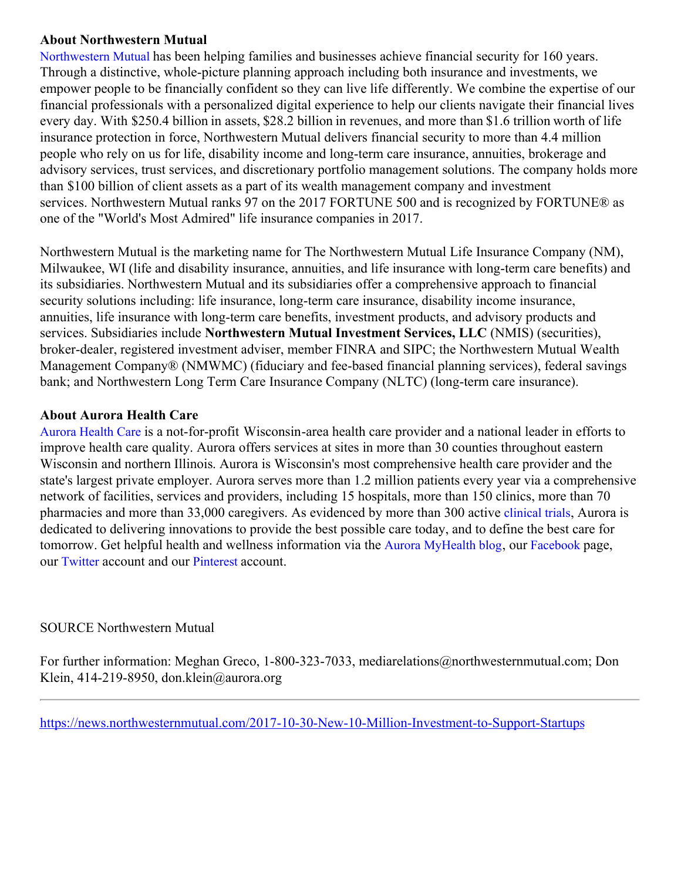**About Northwestern Mutual**

Northwestern Mutual has been helping families and businesses achieve financial security for 160 years. Through a distinctive, whole-picture planning approach including both insurance and investments, we empower people to be financially confident so they can live life differently. We combine the expertise of our financial professionals with a personalized digital experience to help our clients navigate their financial lives every day. With $250.4 billion in assets, $28.2 billion in revenues, and more than $1.6 trillion worth of life insurance protection in force, Northwestern Mutual delivers financial security to more than 4.4 million people who rely on us for life, disability income and long-term care insurance, annuities, brokerage and advisory services, trust services, and discretionary portfolio management solutions. The company holds more than $100 billion of client assets as a part of its wealth management company and investment services. Northwestern Mutual ranks 97 on the 2017 FORTUNE 500 and is recognized by FORTUNE® as one of the "World's Most Admired" life insurance companies in 2017.

Northwestern Mutual is the marketing name for The Northwestern Mutual Life Insurance Company (NM), Milwaukee, WI (life and disability insurance, annuities, and life insurance with long-term care benefits) and its subsidiaries. Northwestern Mutual and its subsidiaries offer a comprehensive approach to financial security solutions including: life insurance, long-term care insurance, disability income insurance, annuities, life insurance with long-term care benefits, investment products, and advisory products and services. Subsidiaries include **Northwestern Mutual Investment Services, LLC** (NMIS) (securities), broker-dealer, registered investment adviser, member FINRA and SIPC; the Northwestern Mutual Wealth Management Company® (NMWMC) (fiduciary and fee-based financial planning services), federal savings bank; and Northwestern Long Term Care Insurance Company (NLTC) (long-term care insurance).

**About Aurora Health Care**

Aurora Health Care is a not-for-profit Wisconsin-area health care provider and a national leader in efforts to improve health care quality. Aurora offers services at sites in more than 30 counties throughout eastern Wisconsin and northern Illinois. Aurora is Wisconsin's most comprehensive health care provider and the state's largest private employer. Aurora serves more than 1.2 million patients every year via a comprehensive network of facilities, services and providers, including 15 hospitals, more than 150 clinics, more than 70 pharmacies and more than 33,000 caregivers. As evidenced by more than 300 active clinical trials, Aurora is dedicated to delivering innovations to provide the best possible care today, and to define the best care for tomorrow. Get helpful health and wellness information via the Aurora MyHealth blog, our Facebook page, our Twitter account and our Pinterest account.

SOURCE Northwestern Mutual

For further information: Meghan Greco, 1-800-323-7033, mediarelations@northwesternmutual.com; Don Klein, 414-219-8950, don.klein@aurora.org

---

https://news.northwesternmutual.com/2017-10-30-New-10-Million-Investment-to-Support-Startups